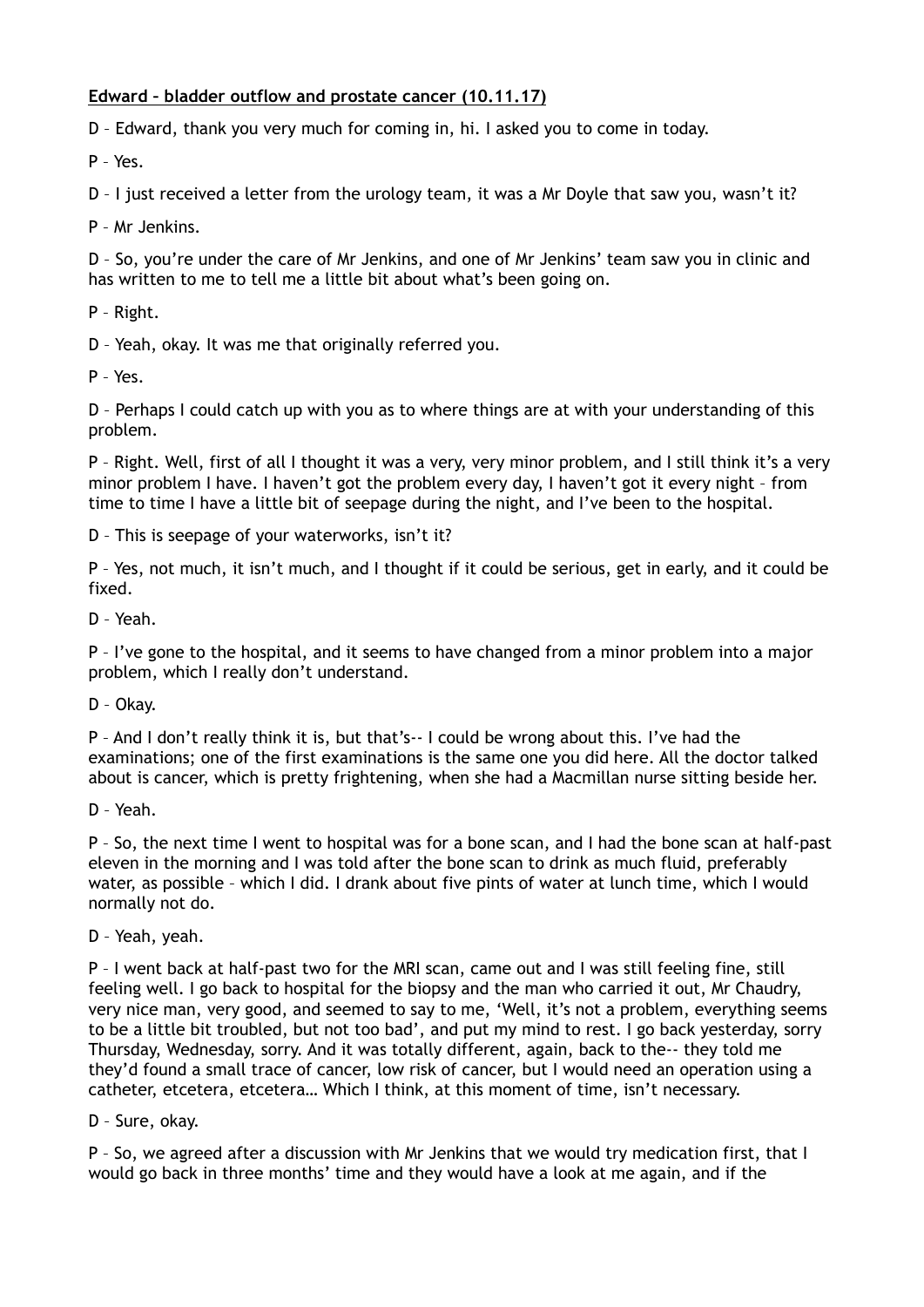**Edward – bladder outflow and prostate cancer (10.11.17)**

D – Edward, thank you very much for coming in, hi. I asked you to come in today.

P – Yes.

D – I just received a letter from the urology team, it was a Mr Doyle that saw you, wasn't it?

P – Mr Jenkins.

D – So, you're under the care of Mr Jenkins, and one of Mr Jenkins' team saw you in clinic and has written to me to tell me a little bit about what's been going on.

P – Right.

D – Yeah, okay. It was me that originally referred you.

P – Yes.

D – Perhaps I could catch up with you as to where things are at with your understanding of this problem.

P – Right. Well, first of all I thought it was a very, very minor problem, and I still think it's a very minor problem I have. I haven't got the problem every day, I haven't got it every night – from time to time I have a little bit of seepage during the night, and I've been to the hospital.

D – This is seepage of your waterworks, isn't it?

P – Yes, not much, it isn't much, and I thought if it could be serious, get in early, and it could be fixed.

D – Yeah.

P – I've gone to the hospital, and it seems to have changed from a minor problem into a major problem, which I really don't understand.

D – Okay.

P – And I don't really think it is, but that's-- I could be wrong about this. I've had the examinations; one of the first examinations is the same one you did here. All the doctor talked about is cancer, which is pretty frightening, when she had a Macmillan nurse sitting beside her.

D – Yeah.

P – So, the next time I went to hospital was for a bone scan, and I had the bone scan at half-past eleven in the morning and I was told after the bone scan to drink as much fluid, preferably water, as possible – which I did. I drank about five pints of water at lunch time, which I would normally not do.

D – Yeah, yeah.

P – I went back at half-past two for the MRI scan, came out and I was still feeling fine, still feeling well. I go back to hospital for the biopsy and the man who carried it out, Mr Chaudry, very nice man, very good, and seemed to say to me, 'Well, it's not a problem, everything seems to be a little bit troubled, but not too bad', and put my mind to rest. I go back yesterday, sorry Thursday, Wednesday, sorry. And it was totally different, again, back to the-- they told me they'd found a small trace of cancer, low risk of cancer, but I would need an operation using a catheter, etcetera, etcetera… Which I think, at this moment of time, isn't necessary.

D – Sure, okay.

P – So, we agreed after a discussion with Mr Jenkins that we would try medication first, that I would go back in three months' time and they would have a look at me again, and if the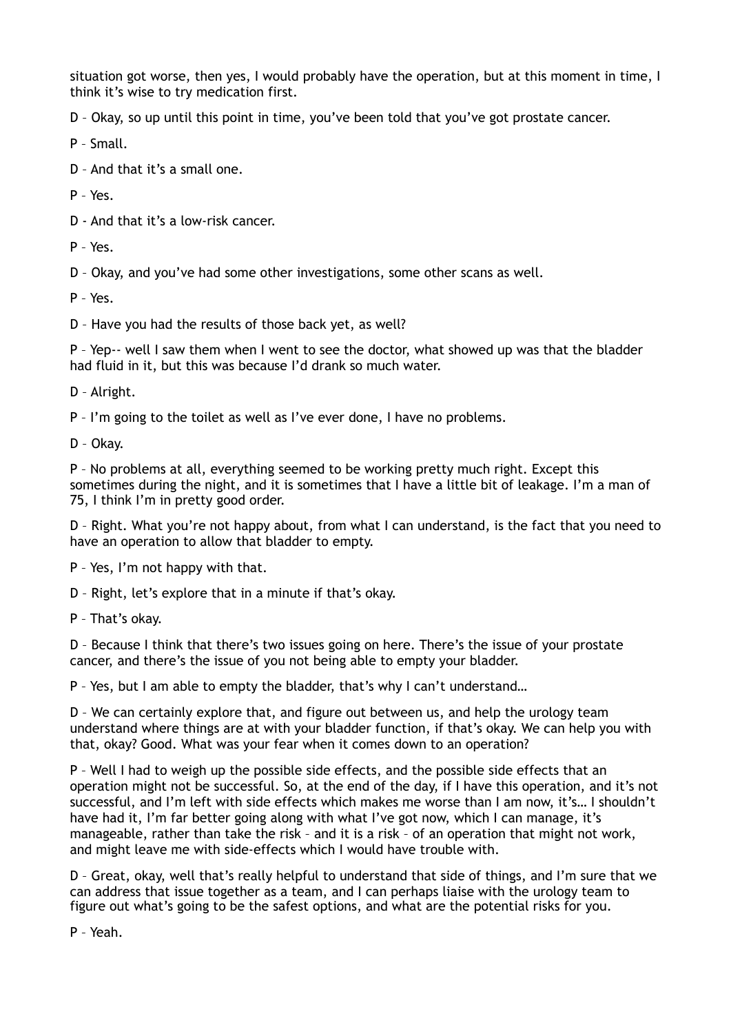situation got worse, then yes, I would probably have the operation, but at this moment in time, I think it's wise to try medication first.

D – Okay, so up until this point in time, you've been told that you've got prostate cancer.

P – Small.

D – And that it's a small one.

P – Yes.

D - And that it's a low-risk cancer.

P – Yes.

D – Okay, and you've had some other investigations, some other scans as well.

P – Yes.

D – Have you had the results of those back yet, as well?

P – Yep-- well I saw them when I went to see the doctor, what showed up was that the bladder had fluid in it, but this was because I'd drank so much water.

D – Alright.

P – I'm going to the toilet as well as I've ever done, I have no problems.

D – Okay.

P – No problems at all, everything seemed to be working pretty much right. Except this sometimes during the night, and it is sometimes that I have a little bit of leakage. I'm a man of 75, I think I'm in pretty good order.

D – Right. What you're not happy about, from what I can understand, is the fact that you need to have an operation to allow that bladder to empty.

P – Yes, I'm not happy with that.

D – Right, let's explore that in a minute if that's okay.

P – That's okay.

D – Because I think that there's two issues going on here. There's the issue of your prostate cancer, and there's the issue of you not being able to empty your bladder.

P – Yes, but I am able to empty the bladder, that's why I can't understand…

D – We can certainly explore that, and figure out between us, and help the urology team understand where things are at with your bladder function, if that's okay. We can help you with that, okay? Good. What was your fear when it comes down to an operation?

P – Well I had to weigh up the possible side effects, and the possible side effects that an operation might not be successful. So, at the end of the day, if I have this operation, and it's not successful, and I'm left with side effects which makes me worse than I am now, it's… I shouldn't have had it, I'm far better going along with what I've got now, which I can manage, it's manageable, rather than take the risk – and it is a risk – of an operation that might not work, and might leave me with side-effects which I would have trouble with.

D – Great, okay, well that's really helpful to understand that side of things, and I'm sure that we can address that issue together as a team, and I can perhaps liaise with the urology team to figure out what's going to be the safest options, and what are the potential risks for you.

P – Yeah.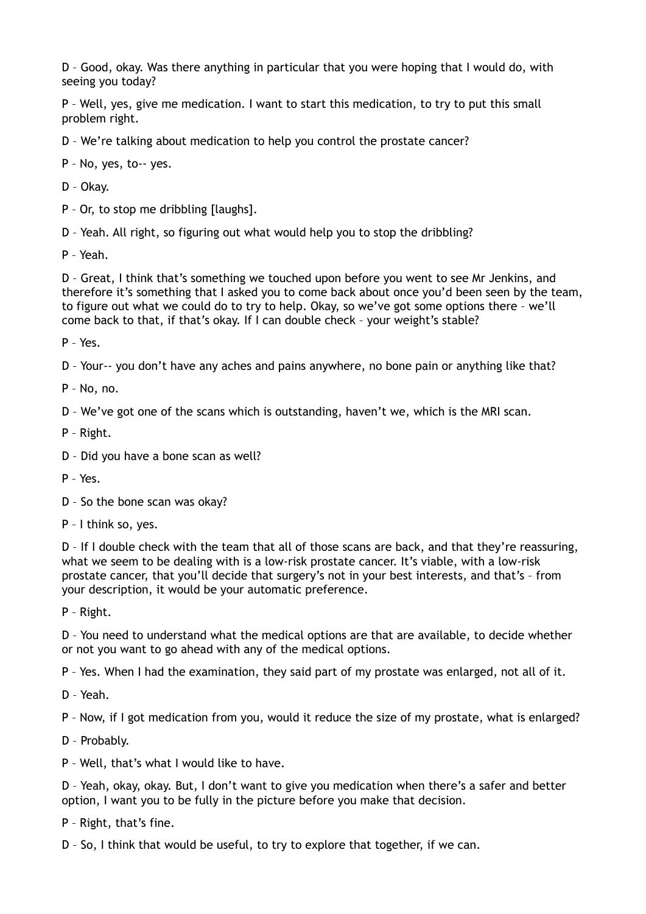D – Good, okay. Was there anything in particular that you were hoping that I would do, with seeing you today?

P – Well, yes, give me medication. I want to start this medication, to try to put this small problem right.

D – We're talking about medication to help you control the prostate cancer?

P – No, yes, to-- yes.

D – Okay.

P – Or, to stop me dribbling [laughs].

D – Yeah. All right, so figuring out what would help you to stop the dribbling?

P – Yeah.

D – Great, I think that's something we touched upon before you went to see Mr Jenkins, and therefore it's something that I asked you to come back about once you'd been seen by the team, to figure out what we could do to try to help. Okay, so we've got some options there – we'll come back to that, if that's okay. If I can double check – your weight's stable?

P – Yes.

D – Your-- you don't have any aches and pains anywhere, no bone pain or anything like that?

P – No, no.

D – We've got one of the scans which is outstanding, haven't we, which is the MRI scan.

P – Right.

D – Did you have a bone scan as well?

P – Yes.

D – So the bone scan was okay?

P – I think so, yes.

D – If I double check with the team that all of those scans are back, and that they're reassuring, what we seem to be dealing with is a low-risk prostate cancer. It's viable, with a low-risk prostate cancer, that you'll decide that surgery's not in your best interests, and that's – from your description, it would be your automatic preference.

P – Right.

D – You need to understand what the medical options are that are available, to decide whether or not you want to go ahead with any of the medical options.

P – Yes. When I had the examination, they said part of my prostate was enlarged, not all of it.

D – Yeah.

P – Now, if I got medication from you, would it reduce the size of my prostate, what is enlarged?

D – Probably.

P – Well, that's what I would like to have.

D – Yeah, okay, okay. But, I don't want to give you medication when there's a safer and better option, I want you to be fully in the picture before you make that decision.

P – Right, that's fine.

D – So, I think that would be useful, to try to explore that together, if we can.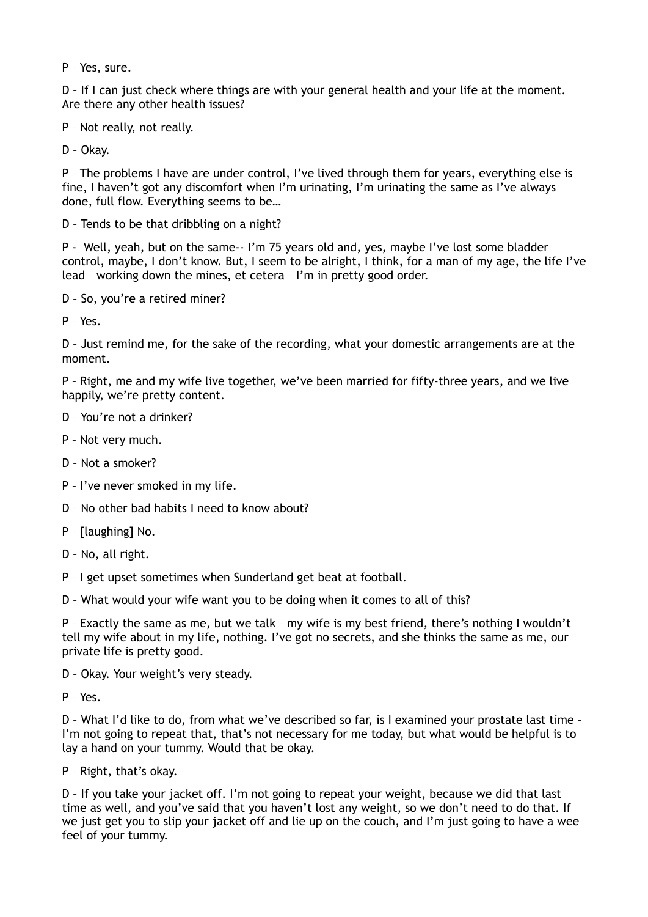P – Yes, sure.

D – If I can just check where things are with your general health and your life at the moment. Are there any other health issues?

P – Not really, not really.

D – Okay.

P – The problems I have are under control, I've lived through them for years, everything else is fine, I haven't got any discomfort when I'm urinating, I'm urinating the same as I've always done, full flow. Everything seems to be…

D – Tends to be that dribbling on a night?

P - Well, yeah, but on the same-- I'm 75 years old and, yes, maybe I've lost some bladder control, maybe, I don't know. But, I seem to be alright, I think, for a man of my age, the life I've lead – working down the mines, et cetera – I'm in pretty good order.

D – So, you're a retired miner?

P – Yes.

D – Just remind me, for the sake of the recording, what your domestic arrangements are at the moment.

P – Right, me and my wife live together, we've been married for fifty-three years, and we live happily, we're pretty content.

D – You're not a drinker?

P – Not very much.

D – Not a smoker?

P – I've never smoked in my life.

D – No other bad habits I need to know about?

P – [laughing] No.

D – No, all right.

P – I get upset sometimes when Sunderland get beat at football.

D – What would your wife want you to be doing when it comes to all of this?

P – Exactly the same as me, but we talk – my wife is my best friend, there's nothing I wouldn't tell my wife about in my life, nothing. I've got no secrets, and she thinks the same as me, our private life is pretty good.

D – Okay. Your weight's very steady.

P – Yes.

D – What I'd like to do, from what we've described so far, is I examined your prostate last time – I'm not going to repeat that, that's not necessary for me today, but what would be helpful is to lay a hand on your tummy. Would that be okay.

P – Right, that's okay.

D – If you take your jacket off. I'm not going to repeat your weight, because we did that last time as well, and you've said that you haven't lost any weight, so we don't need to do that. If we just get you to slip your jacket off and lie up on the couch, and I'm just going to have a wee feel of your tummy.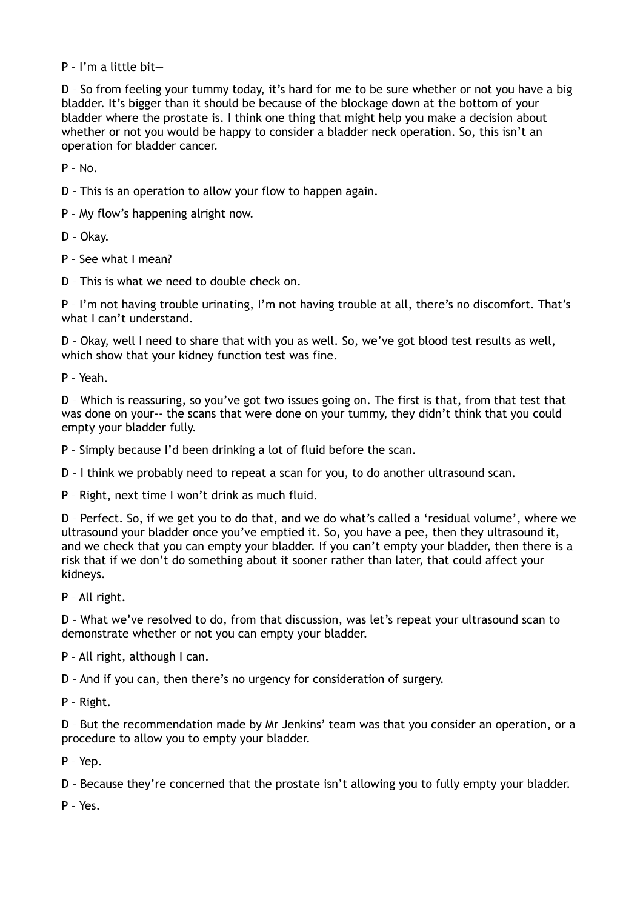P – I'm a little bit—

D – So from feeling your tummy today, it's hard for me to be sure whether or not you have a big bladder. It's bigger than it should be because of the blockage down at the bottom of your bladder where the prostate is. I think one thing that might help you make a decision about whether or not you would be happy to consider a bladder neck operation. So, this isn't an operation for bladder cancer.

P – No.

D – This is an operation to allow your flow to happen again.

P – My flow's happening alright now.

D – Okay.

P – See what I mean?

D – This is what we need to double check on.

P – I'm not having trouble urinating, I'm not having trouble at all, there's no discomfort. That's what I can't understand.

D – Okay, well I need to share that with you as well. So, we've got blood test results as well, which show that your kidney function test was fine.

P – Yeah.

D – Which is reassuring, so you've got two issues going on. The first is that, from that test that was done on your-- the scans that were done on your tummy, they didn't think that you could empty your bladder fully.

P – Simply because I'd been drinking a lot of fluid before the scan.

D – I think we probably need to repeat a scan for you, to do another ultrasound scan.

P – Right, next time I won't drink as much fluid.

D – Perfect. So, if we get you to do that, and we do what's called a 'residual volume', where we ultrasound your bladder once you've emptied it. So, you have a pee, then they ultrasound it, and we check that you can empty your bladder. If you can't empty your bladder, then there is a risk that if we don't do something about it sooner rather than later, that could affect your kidneys.

P – All right.

D – What we've resolved to do, from that discussion, was let's repeat your ultrasound scan to demonstrate whether or not you can empty your bladder.

P – All right, although I can.

D – And if you can, then there's no urgency for consideration of surgery.

P – Right.

D – But the recommendation made by Mr Jenkins' team was that you consider an operation, or a procedure to allow you to empty your bladder.

P – Yep.

D – Because they're concerned that the prostate isn't allowing you to fully empty your bladder.

P – Yes.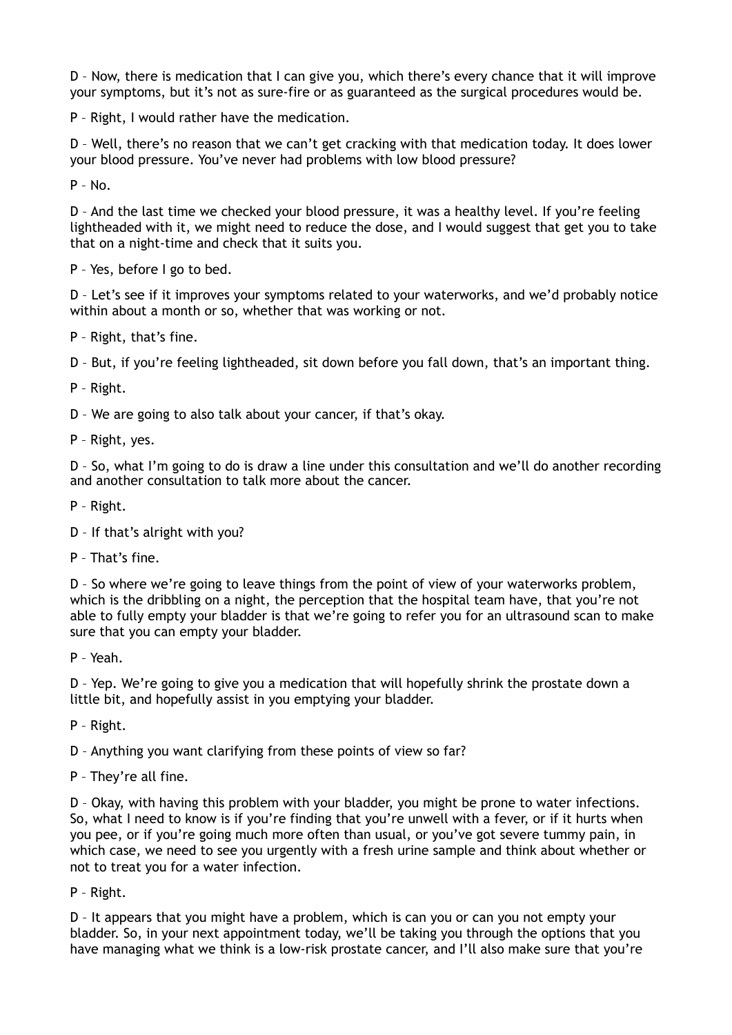D – Now, there is medication that I can give you, which there's every chance that it will improve your symptoms, but it's not as sure-fire or as guaranteed as the surgical procedures would be.

P – Right, I would rather have the medication.

D – Well, there's no reason that we can't get cracking with that medication today. It does lower your blood pressure. You've never had problems with low blood pressure?

P – No.

D – And the last time we checked your blood pressure, it was a healthy level. If you're feeling lightheaded with it, we might need to reduce the dose, and I would suggest that get you to take that on a night-time and check that it suits you.

P – Yes, before I go to bed.

D – Let's see if it improves your symptoms related to your waterworks, and we'd probably notice within about a month or so, whether that was working or not.

P – Right, that's fine.

D – But, if you're feeling lightheaded, sit down before you fall down, that's an important thing.

P – Right.

D – We are going to also talk about your cancer, if that's okay.

P – Right, yes.

D – So, what I'm going to do is draw a line under this consultation and we'll do another recording and another consultation to talk more about the cancer.

P – Right.

D – If that's alright with you?

P – That's fine.

D – So where we're going to leave things from the point of view of your waterworks problem, which is the dribbling on a night, the perception that the hospital team have, that you're not able to fully empty your bladder is that we're going to refer you for an ultrasound scan to make sure that you can empty your bladder.

P – Yeah.

D – Yep. We're going to give you a medication that will hopefully shrink the prostate down a little bit, and hopefully assist in you emptying your bladder.

P – Right.

D – Anything you want clarifying from these points of view so far?

P – They're all fine.

D – Okay, with having this problem with your bladder, you might be prone to water infections. So, what I need to know is if you're finding that you're unwell with a fever, or if it hurts when you pee, or if you're going much more often than usual, or you've got severe tummy pain, in which case, we need to see you urgently with a fresh urine sample and think about whether or not to treat you for a water infection.

P – Right.

D – It appears that you might have a problem, which is can you or can you not empty your bladder. So, in your next appointment today, we'll be taking you through the options that you have managing what we think is a low-risk prostate cancer, and I'll also make sure that you're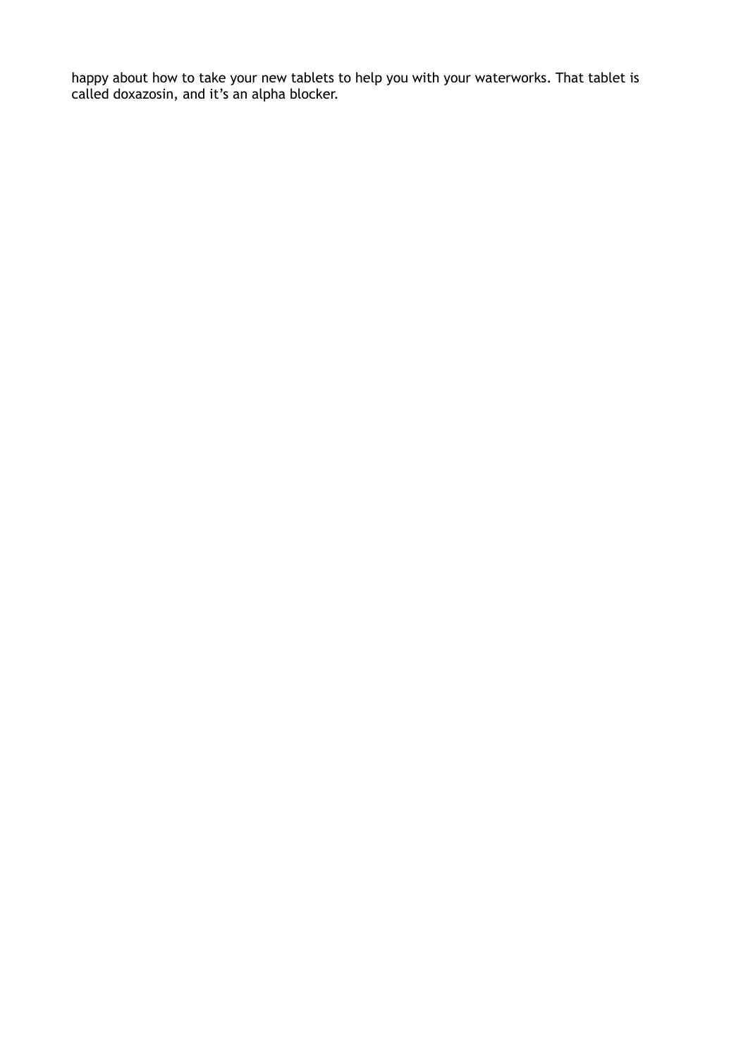happy about how to take your new tablets to help you with your waterworks. That tablet is called doxazosin, and it's an alpha blocker.